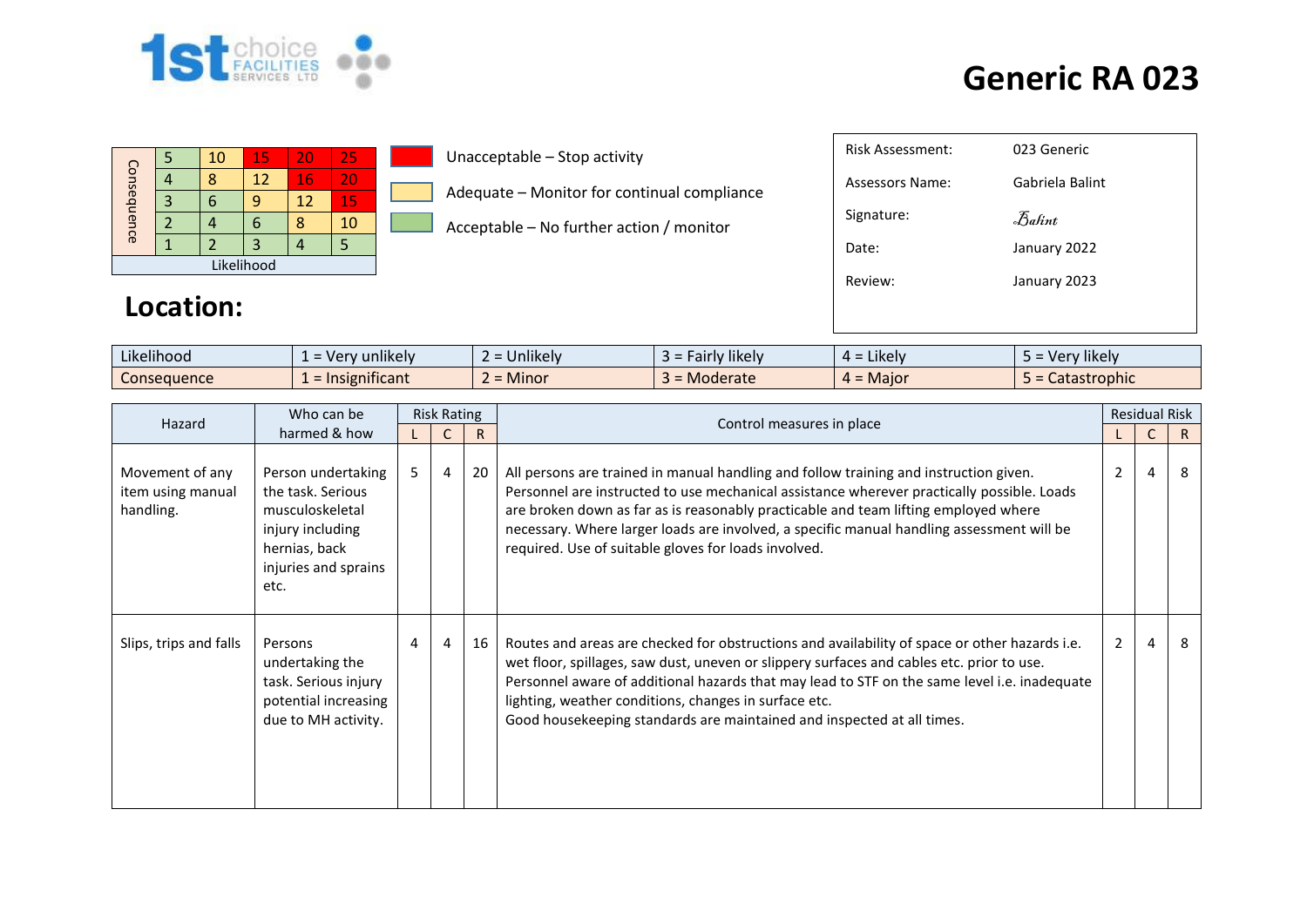# Generic RA 023

| Consequence | | | | | |
|---|---|---|---|---|---|
| | 5 | 10 | 15 | 20 | 25 |
| | 4 | 8 | 12 | 16 | 20 |
| | 3 | 6 | 9 | 12 | 15 |
| | 2 | 4 | 6 | 8 | 10 |
| | 1 | 2 | 3 | 4 | 5 |
| | Likelihood | | | | |

- Unacceptable – Stop activity
- Adequate – Monitor for continual compliance
- Acceptable – No further action / monitor

| | |
|---|---|
| Risk Assessment: | 023 Generic |
| Assessors Name: | Gabriela Balint |
| Signature: | Balint |
| Date: | January 2022 |
| Review: | January 2023 |

## Location:

| | | | | | |
|---|---|---|---|---|---|
| Likelihood | 1 = Very unlikely | 2 = Unlikely | 3 = Fairly likely | 4 = Likely | 5 = Very likely |
| Consequence | 1 = Insignificant | 2 = Minor | 3 = Moderate | 4 = Major | 5 = Catastrophic |

| Hazard | Who can be harmed & how | Risk Rating | | | Control measures in place | Residual Risk | | |
|---|---|---|---|---|---|---|---|---|
| | | L | C | R | | L | C | R |
| Movement of any item using manual handling. | Person undertaking the task. Serious musculoskeletal injury including hernias, back injuries and sprains etc. | 5 | 4 | 20 | All persons are trained in manual handling and follow training and instruction given. Personnel are instructed to use mechanical assistance wherever practically possible. Loads are broken down as far as is reasonably practicable and team lifting employed where necessary. Where larger loads are involved, a specific manual handling assessment will be required. Use of suitable gloves for loads involved. | 2 | 4 | 8 |
| Slips, trips and falls | Persons undertaking the task. Serious injury potential increasing due to MH activity. | 4 | 4 | 16 | Routes and areas are checked for obstructions and availability of space or other hazards i.e. wet floor, spillages, saw dust, uneven or slippery surfaces and cables etc. prior to use. Personnel aware of additional hazards that may lead to STF on the same level i.e. inadequate lighting, weather conditions, changes in surface etc. Good housekeeping standards are maintained and inspected at all times. | 2 | 4 | 8 |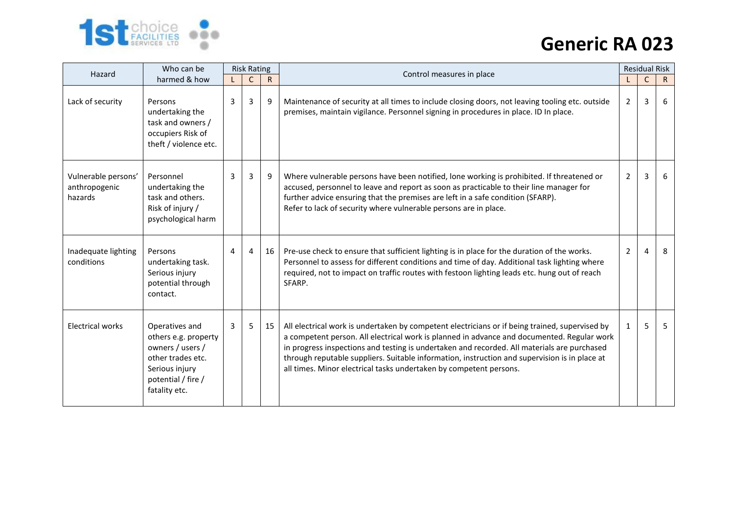# Generic RA 023

| Hazard | Who can be harmed & how | Risk Rating | | | Control measures in place | Residual Risk | | |
|---|---|---|---|---|---|---|---|---|
| | | L | C | R | | L | C | R |
| Lack of security | Persons undertaking the task and owners / occupiers Risk of theft / violence etc. | 3 | 3 | 9 | Maintenance of security at all times to include closing doors, not leaving tooling etc. outside premises, maintain vigilance. Personnel signing in procedures in place. ID In place. | 2 | 3 | 6 |
| Vulnerable persons' anthropogenic hazards | Personnel undertaking the task and others. Risk of injury / psychological harm | 3 | 3 | 9 | Where vulnerable persons have been notified, lone working is prohibited. If threatened or accused, personnel to leave and report as soon as practicable to their line manager for further advice ensuring that the premises are left in a safe condition (SFARP). Refer to lack of security where vulnerable persons are in place. | 2 | 3 | 6 |
| Inadequate lighting conditions | Persons undertaking task. Serious injury potential through contact. | 4 | 4 | 16 | Pre-use check to ensure that sufficient lighting is in place for the duration of the works. Personnel to assess for different conditions and time of day. Additional task lighting where required, not to impact on traffic routes with festoon lighting leads etc. hung out of reach SFARP. | 2 | 4 | 8 |
| Electrical works | Operatives and others e.g. property owners / users / other trades etc. Serious injury potential / fire / fatality etc. | 3 | 5 | 15 | All electrical work is undertaken by competent electricians or if being trained, supervised by a competent person. All electrical work is planned in advance and documented. Regular work in progress inspections and testing is undertaken and recorded. All materials are purchased through reputable suppliers. Suitable information, instruction and supervision is in place at all times. Minor electrical tasks undertaken by competent persons. | 1 | 5 | 5 |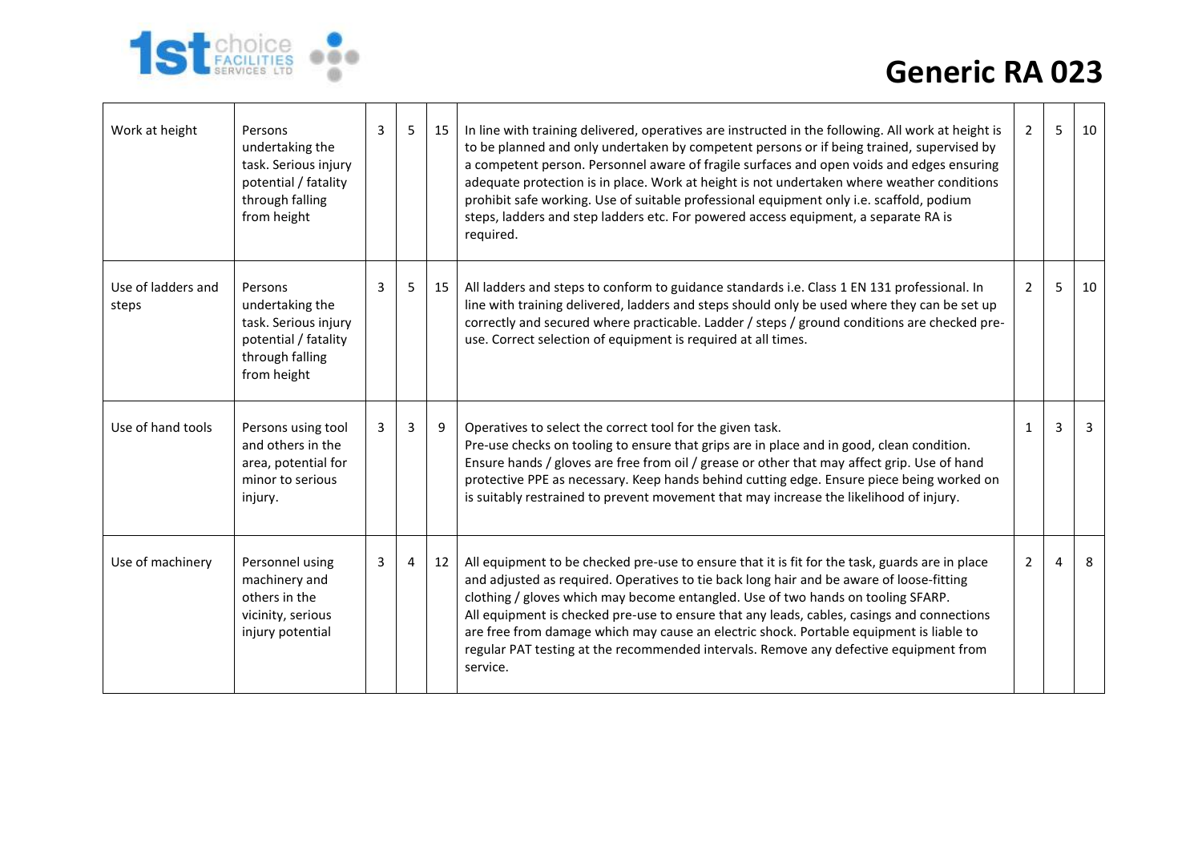# Generic RA 023

| Work at height | Persons undertaking the task. Serious injury potential / fatality through falling from height | 3 | 5 | 15 | In line with training delivered, operatives are instructed in the following. All work at height is to be planned and only undertaken by competent persons or if being trained, supervised by a competent person. Personnel aware of fragile surfaces and open voids and edges ensuring adequate protection is in place. Work at height is not undertaken where weather conditions prohibit safe working. Use of suitable professional equipment only i.e. scaffold, podium steps, ladders and step ladders etc. For powered access equipment, a separate RA is required. | 2 | 5 | 10 |
|---|---|---|---|---|---|---|---|---|
| Use of ladders and steps | Persons undertaking the task. Serious injury potential / fatality through falling from height | 3 | 5 | 15 | All ladders and steps to conform to guidance standards i.e. Class 1 EN 131 professional. In line with training delivered, ladders and steps should only be used where they can be set up correctly and secured where practicable. Ladder / steps / ground conditions are checked pre-use. Correct selection of equipment is required at all times. | 2 | 5 | 10 |
| Use of hand tools | Persons using tool and others in the area, potential for minor to serious injury. | 3 | 3 | 9 | Operatives to select the correct tool for the given task. Pre-use checks on tooling to ensure that grips are in place and in good, clean condition. Ensure hands / gloves are free from oil / grease or other that may affect grip. Use of hand protective PPE as necessary. Keep hands behind cutting edge. Ensure piece being worked on is suitably restrained to prevent movement that may increase the likelihood of injury. | 1 | 3 | 3 |
| Use of machinery | Personnel using machinery and others in the vicinity, serious injury potential | 3 | 4 | 12 | All equipment to be checked pre-use to ensure that it is fit for the task, guards are in place and adjusted as required. Operatives to tie back long hair and be aware of loose-fitting clothing / gloves which may become entangled. Use of two hands on tooling SFARP. All equipment is checked pre-use to ensure that any leads, cables, casings and connections are free from damage which may cause an electric shock. Portable equipment is liable to regular PAT testing at the recommended intervals. Remove any defective equipment from service. | 2 | 4 | 8 |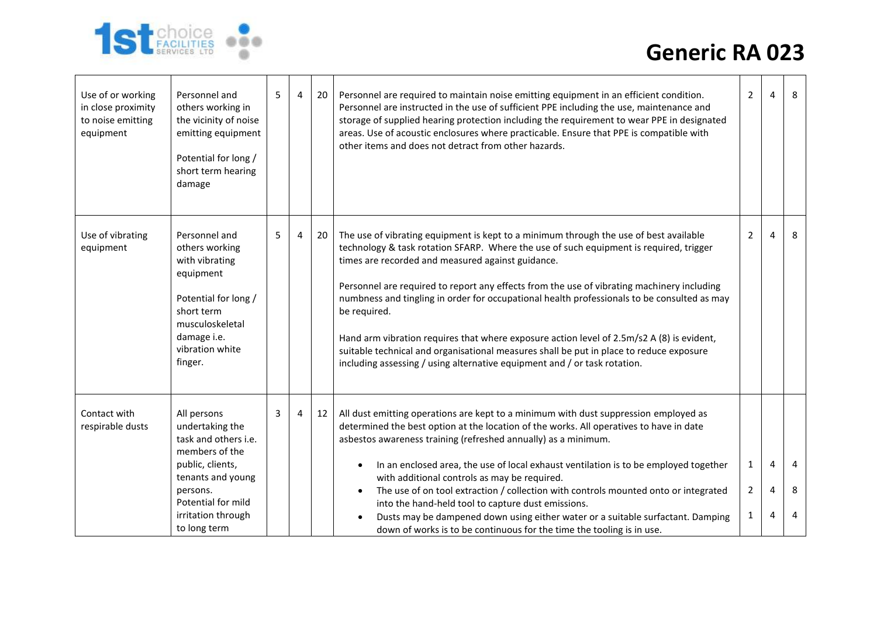# Generic RA 023

| | | | | | | | | |
|---|---|---|---|---|---|---|---|---|
| Use of or working in close proximity to noise emitting equipment | Personnel and others working in the vicinity of noise emitting equipment<br><br>Potential for long / short term hearing damage | 5 | 4 | 20 | Personnel are required to maintain noise emitting equipment in an efficient condition. Personnel are instructed in the use of sufficient PPE including the use, maintenance and storage of supplied hearing protection including the requirement to wear PPE in designated areas. Use of acoustic enclosures where practicable. Ensure that PPE is compatible with other items and does not detract from other hazards. | 2 | 4 | 8 |
| Use of vibrating equipment | Personnel and others working with vibrating equipment<br><br>Potential for long / short term musculoskeletal damage i.e. vibration white finger. | 5 | 4 | 20 | The use of vibrating equipment is kept to a minimum through the use of best available technology & task rotation SFARP. Where the use of such equipment is required, trigger times are recorded and measured against guidance.<br><br>Personnel are required to report any effects from the use of vibrating machinery including numbness and tingling in order for occupational health professionals to be consulted as may be required.<br><br>Hand arm vibration requires that where exposure action level of 2.5m/s2 A (8) is evident, suitable technical and organisational measures shall be put in place to reduce exposure including assessing / using alternative equipment and / or task rotation. | 2 | 4 | 8 |
| Contact with respirable dusts | All persons undertaking the task and others i.e. members of the public, clients, tenants and young persons.<br>Potential for mild irritation through to long term | 3 | 4 | 12 | All dust emitting operations are kept to a minimum with dust suppression employed as determined the best option at the location of the works. All operatives to have in date asbestos awareness training (refreshed annually) as a minimum.<br><br>• In an enclosed area, the use of local exhaust ventilation is to be employed together with additional controls as may be required.<br>• The use of on tool extraction / collection with controls mounted onto or integrated into the hand-held tool to capture dust emissions.<br>• Dusts may be dampened down using either water or a suitable surfactant. Damping down of works is to be continuous for the time the tooling is in use. | <br><br>1<br>2<br>1 | <br><br>4<br>4<br>4 | <br><br>4<br>8<br>4 |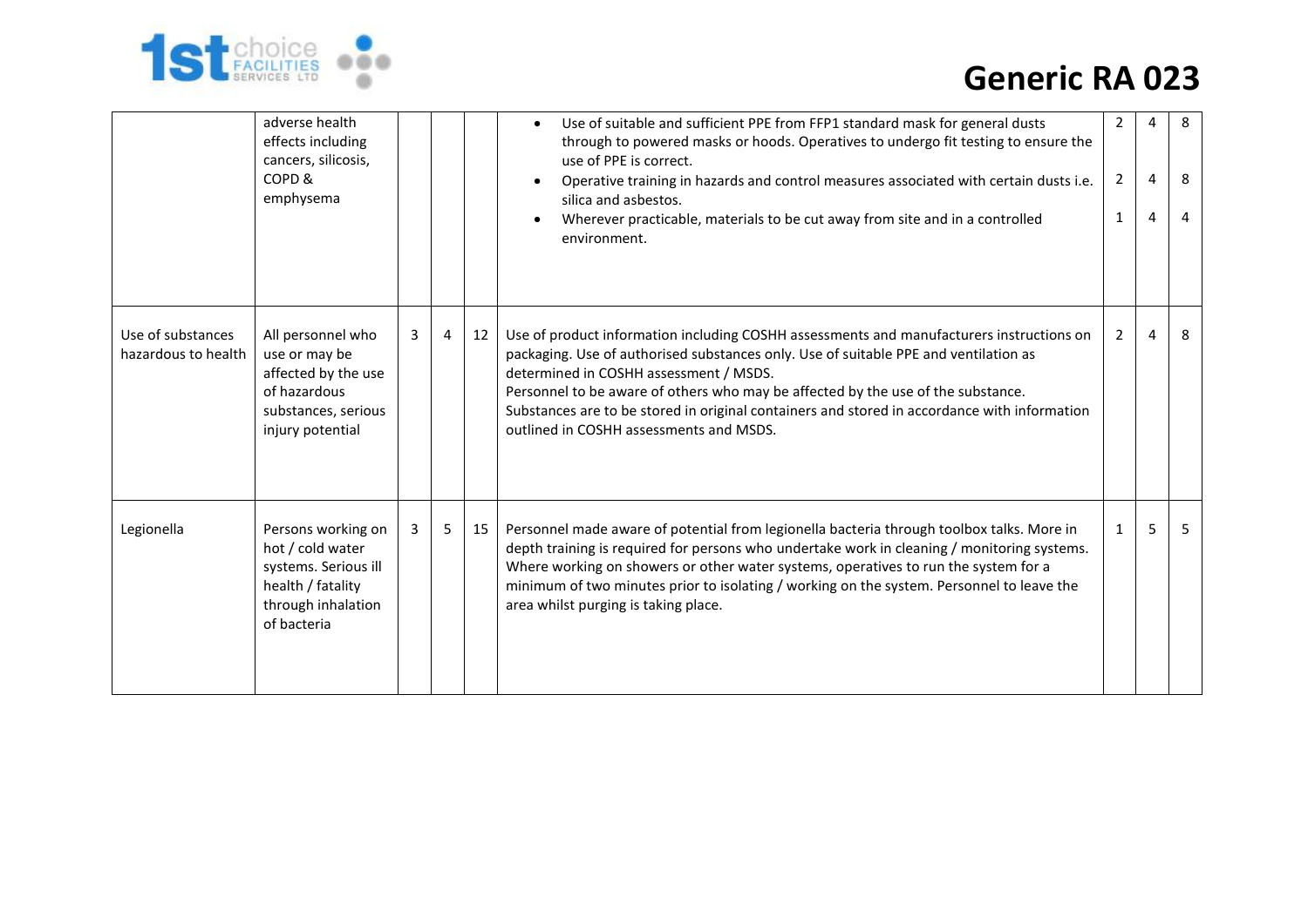# Generic RA 023

| | | | | | | | | |
|---|---|---|---|---|---|---|---|---|
| | adverse health effects including cancers, silicosis, COPD & emphysema | | | | • Use of suitable and sufficient PPE from FFP1 standard mask for general dusts through to powered masks or hoods. Operatives to undergo fit testing to ensure the use of PPE is correct.<br>• Operative training in hazards and control measures associated with certain dusts i.e. silica and asbestos.<br>• Wherever practicable, materials to be cut away from site and in a controlled environment. | 2<br><br>2<br><br>1 | 4<br><br>4<br><br>4 | 8<br><br>8<br><br>4 |
| Use of substances hazardous to health | All personnel who use or may be affected by the use of hazardous substances, serious injury potential | 3 | 4 | 12 | Use of product information including COSHH assessments and manufacturers instructions on packaging. Use of authorised substances only. Use of suitable PPE and ventilation as determined in COSHH assessment / MSDS.<br>Personnel to be aware of others who may be affected by the use of the substance.<br>Substances are to be stored in original containers and stored in accordance with information outlined in COSHH assessments and MSDS. | 2 | 4 | 8 |
| Legionella | Persons working on hot / cold water systems. Serious ill health / fatality through inhalation of bacteria | 3 | 5 | 15 | Personnel made aware of potential from legionella bacteria through toolbox talks. More in depth training is required for persons who undertake work in cleaning / monitoring systems. Where working on showers or other water systems, operatives to run the system for a minimum of two minutes prior to isolating / working on the system. Personnel to leave the area whilst purging is taking place. | 1 | 5 | 5 |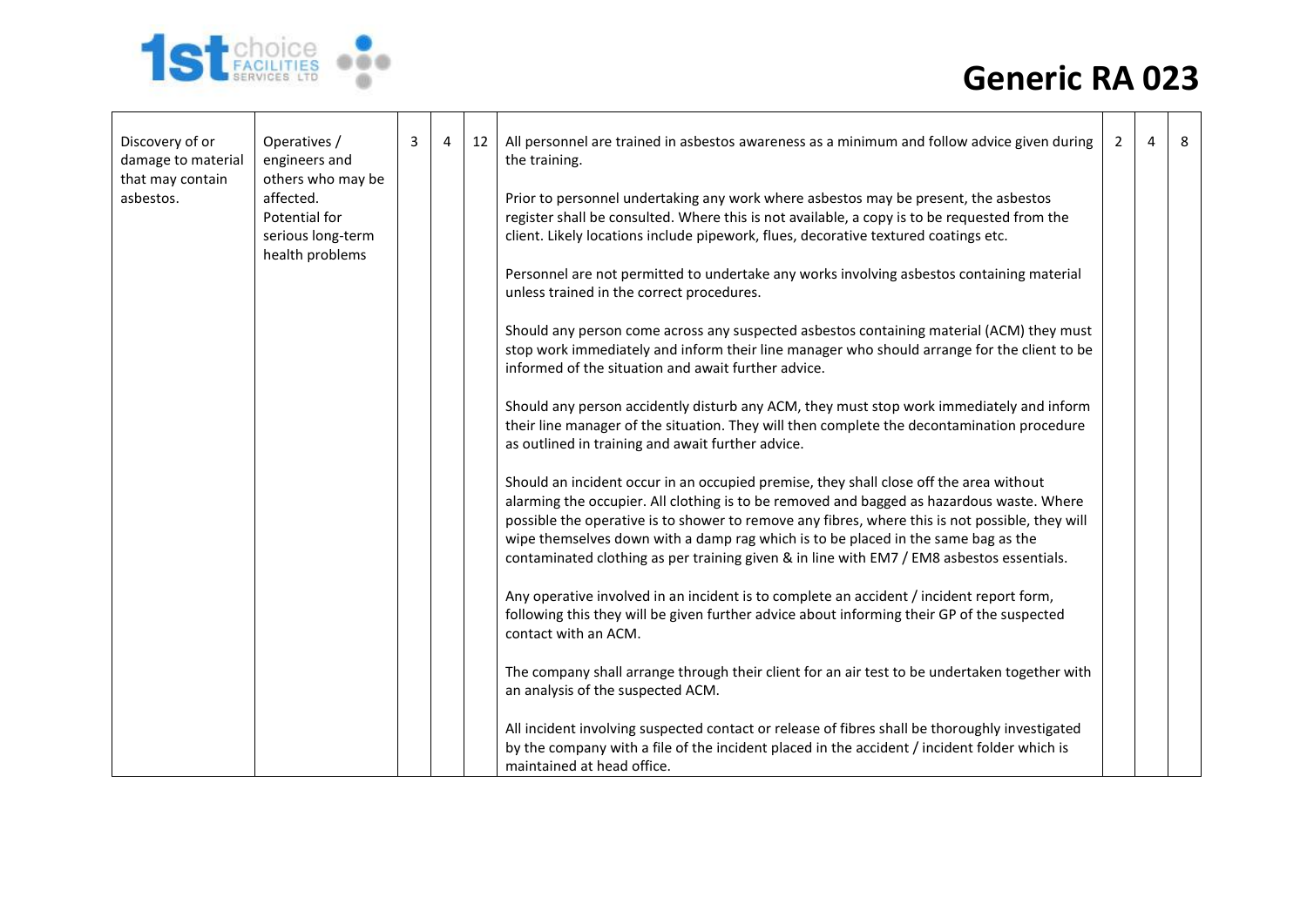| | | | | | | | | |
|---|---|---|---|---|---|---|---|---|
| Discovery of or damage to material that may contain asbestos. | Operatives / engineers and others who may be affected. Potential for serious long-term health problems | 3 | 4 | 12 | All personnel are trained in asbestos awareness as a minimum and follow advice given during the training.<br><br>Prior to personnel undertaking any work where asbestos may be present, the asbestos register shall be consulted. Where this is not available, a copy is to be requested from the client. Likely locations include pipework, flues, decorative textured coatings etc.<br><br>Personnel are not permitted to undertake any works involving asbestos containing material unless trained in the correct procedures.<br><br>Should any person come across any suspected asbestos containing material (ACM) they must stop work immediately and inform their line manager who should arrange for the client to be informed of the situation and await further advice.<br><br>Should any person accidently disturb any ACM, they must stop work immediately and inform their line manager of the situation. They will then complete the decontamination procedure as outlined in training and await further advice.<br><br>Should an incident occur in an occupied premise, they shall close off the area without alarming the occupier. All clothing is to be removed and bagged as hazardous waste. Where possible the operative is to shower to remove any fibres, where this is not possible, they will wipe themselves down with a damp rag which is to be placed in the same bag as the contaminated clothing as per training given & in line with EM7 / EM8 asbestos essentials.<br><br>Any operative involved in an incident is to complete an accident / incident report form, following this they will be given further advice about informing their GP of the suspected contact with an ACM.<br><br>The company shall arrange through their client for an air test to be undertaken together with an analysis of the suspected ACM.<br><br>All incident involving suspected contact or release of fibres shall be thoroughly investigated by the company with a file of the incident placed in the accident / incident folder which is maintained at head office. | 2 | 4 | 8 |